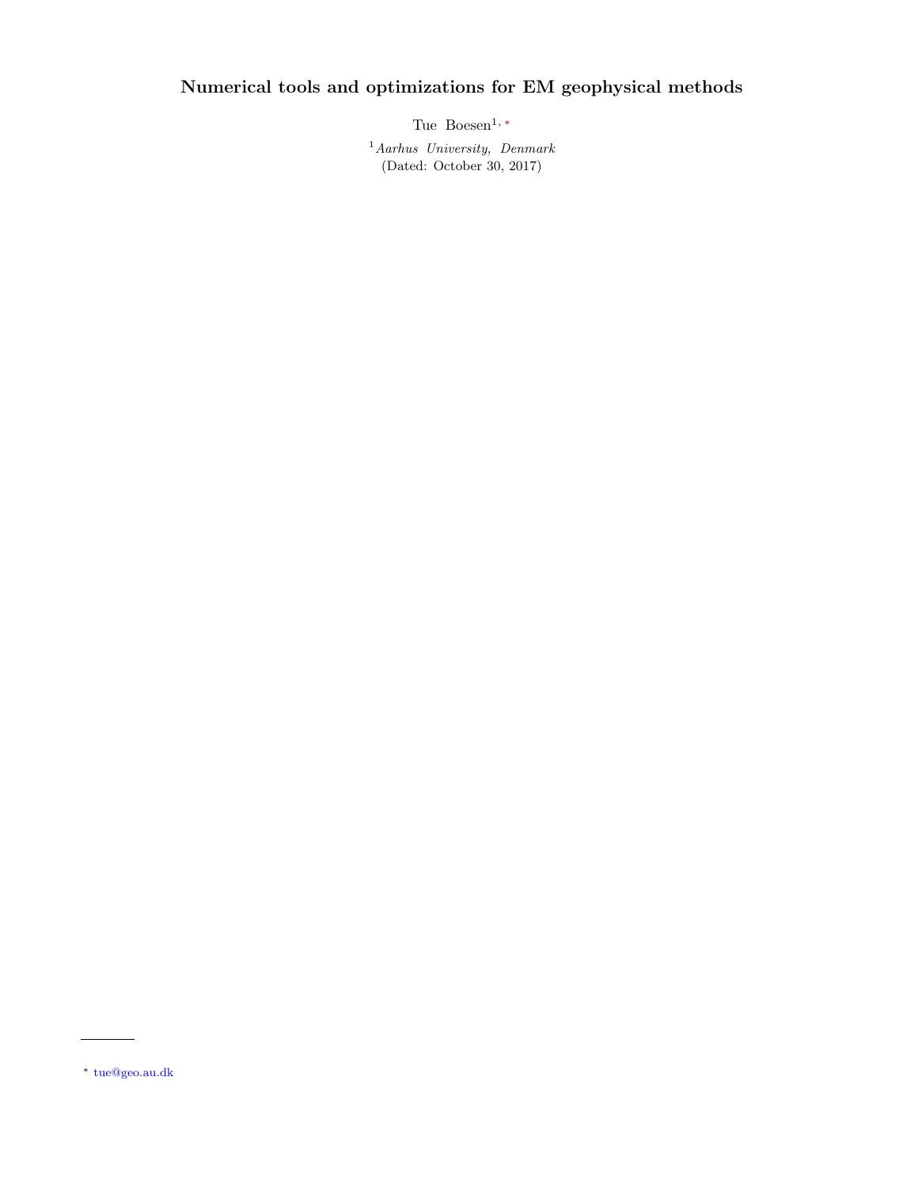# Numerical tools and optimizations for EM geophysical methods

Tue Boesen[1, *]

[1] *Aarhus University, Denmark*

(Dated: October 30, 2017)

[*] tue@geo.au.dk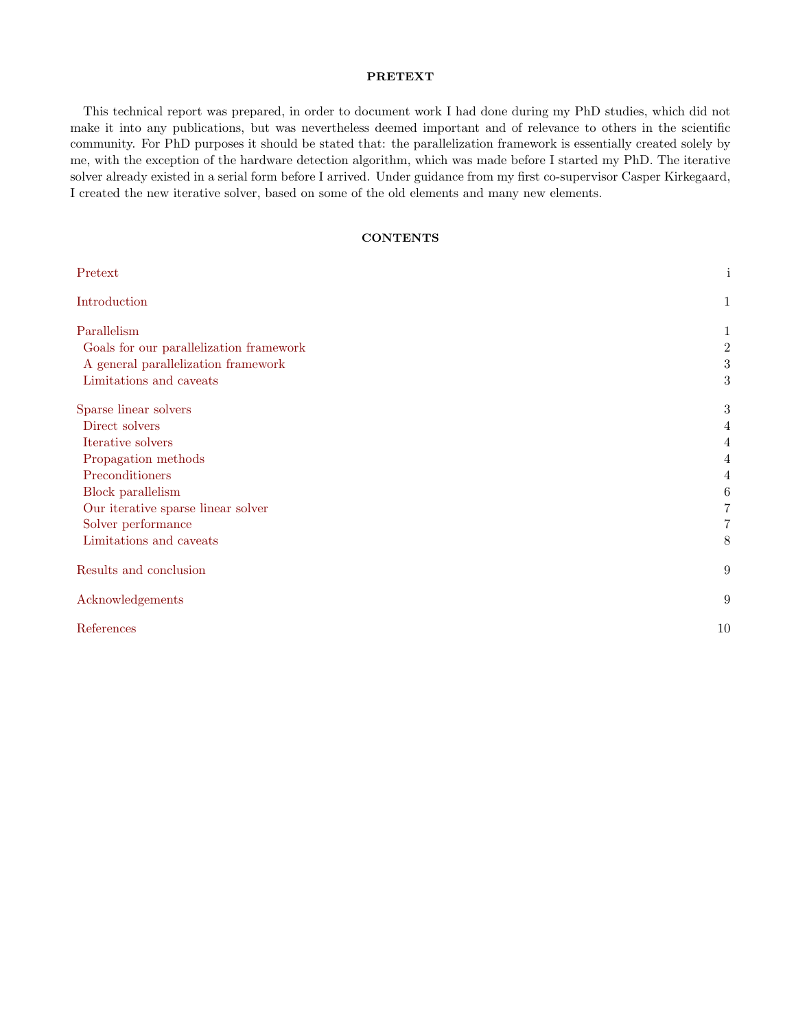## PRETEXT

This technical report was prepared, in order to document work I had done during my PhD studies, which did not make it into any publications, but was nevertheless deemed important and of relevance to others in the scientific community. For PhD purposes it should be stated that: the parallelization framework is essentially created solely by me, with the exception of the hardware detection algorithm, which was made before I started my PhD. The iterative solver already existed in a serial form before I arrived. Under guidance from my first co-supervisor Casper Kirkegaard, I created the new iterative solver, based on some of the old elements and many new elements.

## CONTENTS

| | |
|---|---|
| Pretext | i |
| Introduction | 1 |
| Parallelism | 1 |
| Goals for our parallelization framework | 2 |
| A general parallelization framework | 3 |
| Limitations and caveats | 3 |
| Sparse linear solvers | 3 |
| Direct solvers | 4 |
| Iterative solvers | 4 |
| Propagation methods | 4 |
| Preconditioners | 4 |
| Block parallelism | 6 |
| Our iterative sparse linear solver | 7 |
| Solver performance | 7 |
| Limitations and caveats | 8 |
| Results and conclusion | 9 |
| Acknowledgements | 9 |
| References | 10 |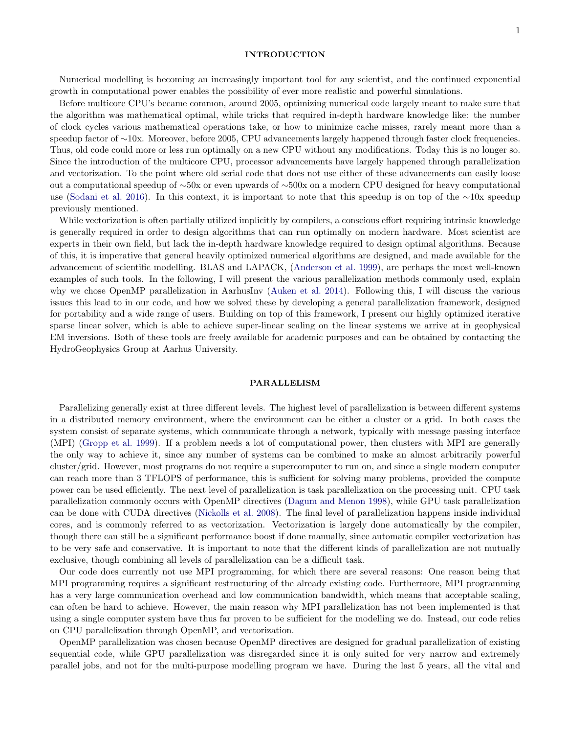## INTRODUCTION

Numerical modelling is becoming an increasingly important tool for any scientist, and the continued exponential growth in computational power enables the possibility of ever more realistic and powerful simulations.

Before multicore CPU's became common, around 2005, optimizing numerical code largely meant to make sure that the algorithm was mathematical optimal, while tricks that required in-depth hardware knowledge like: the number of clock cycles various mathematical operations take, or how to minimize cache misses, rarely meant more than a speedup factor of ∼10x. Moreover, before 2005, CPU advancements largely happened through faster clock frequencies. Thus, old code could more or less run optimally on a new CPU without any modifications. Today this is no longer so. Since the introduction of the multicore CPU, processor advancements have largely happened through parallelization and vectorization. To the point where old serial code that does not use either of these advancements can easily loose out a computational speedup of ∼50x or even upwards of ∼500x on a modern CPU designed for heavy computational use (Sodani et al. 2016). In this context, it is important to note that this speedup is on top of the ∼10x speedup previously mentioned.

While vectorization is often partially utilized implicitly by compilers, a conscious effort requiring intrinsic knowledge is generally required in order to design algorithms that can run optimally on modern hardware. Most scientist are experts in their own field, but lack the in-depth hardware knowledge required to design optimal algorithms. Because of this, it is imperative that general heavily optimized numerical algorithms are designed, and made available for the advancement of scientific modelling. BLAS and LAPACK, (Anderson et al. 1999), are perhaps the most well-known examples of such tools. In the following, I will present the various parallelization methods commonly used, explain why we chose OpenMP parallelization in AarhusInv (Auken et al. 2014). Following this, I will discuss the various issues this lead to in our code, and how we solved these by developing a general parallelization framework, designed for portability and a wide range of users. Building on top of this framework, I present our highly optimized iterative sparse linear solver, which is able to achieve super-linear scaling on the linear systems we arrive at in geophysical EM inversions. Both of these tools are freely available for academic purposes and can be obtained by contacting the HydroGeophysics Group at Aarhus University.

## PARALLELISM

Parallelizing generally exist at three different levels. The highest level of parallelization is between different systems in a distributed memory environment, where the environment can be either a cluster or a grid. In both cases the system consist of separate systems, which communicate through a network, typically with message passing interface (MPI) (Gropp et al. 1999). If a problem needs a lot of computational power, then clusters with MPI are generally the only way to achieve it, since any number of systems can be combined to make an almost arbitrarily powerful cluster/grid. However, most programs do not require a supercomputer to run on, and since a single modern computer can reach more than 3 TFLOPS of performance, this is sufficient for solving many problems, provided the compute power can be used efficiently. The next level of parallelization is task parallelization on the processing unit. CPU task parallelization commonly occurs with OpenMP directives (Dagum and Menon 1998), while GPU task parallelization can be done with CUDA directives (Nickolls et al. 2008). The final level of parallelization happens inside individual cores, and is commonly referred to as vectorization. Vectorization is largely done automatically by the compiler, though there can still be a significant performance boost if done manually, since automatic compiler vectorization has to be very safe and conservative. It is important to note that the different kinds of parallelization are not mutually exclusive, though combining all levels of parallelization can be a difficult task.

Our code does currently not use MPI programming, for which there are several reasons: One reason being that MPI programming requires a significant restructuring of the already existing code. Furthermore, MPI programming has a very large communication overhead and low communication bandwidth, which means that acceptable scaling, can often be hard to achieve. However, the main reason why MPI parallelization has not been implemented is that using a single computer system have thus far proven to be sufficient for the modelling we do. Instead, our code relies on CPU parallelization through OpenMP, and vectorization.

OpenMP parallelization was chosen because OpenMP directives are designed for gradual parallelization of existing sequential code, while GPU parallelization was disregarded since it is only suited for very narrow and extremely parallel jobs, and not for the multi-purpose modelling program we have. During the last 5 years, all the vital and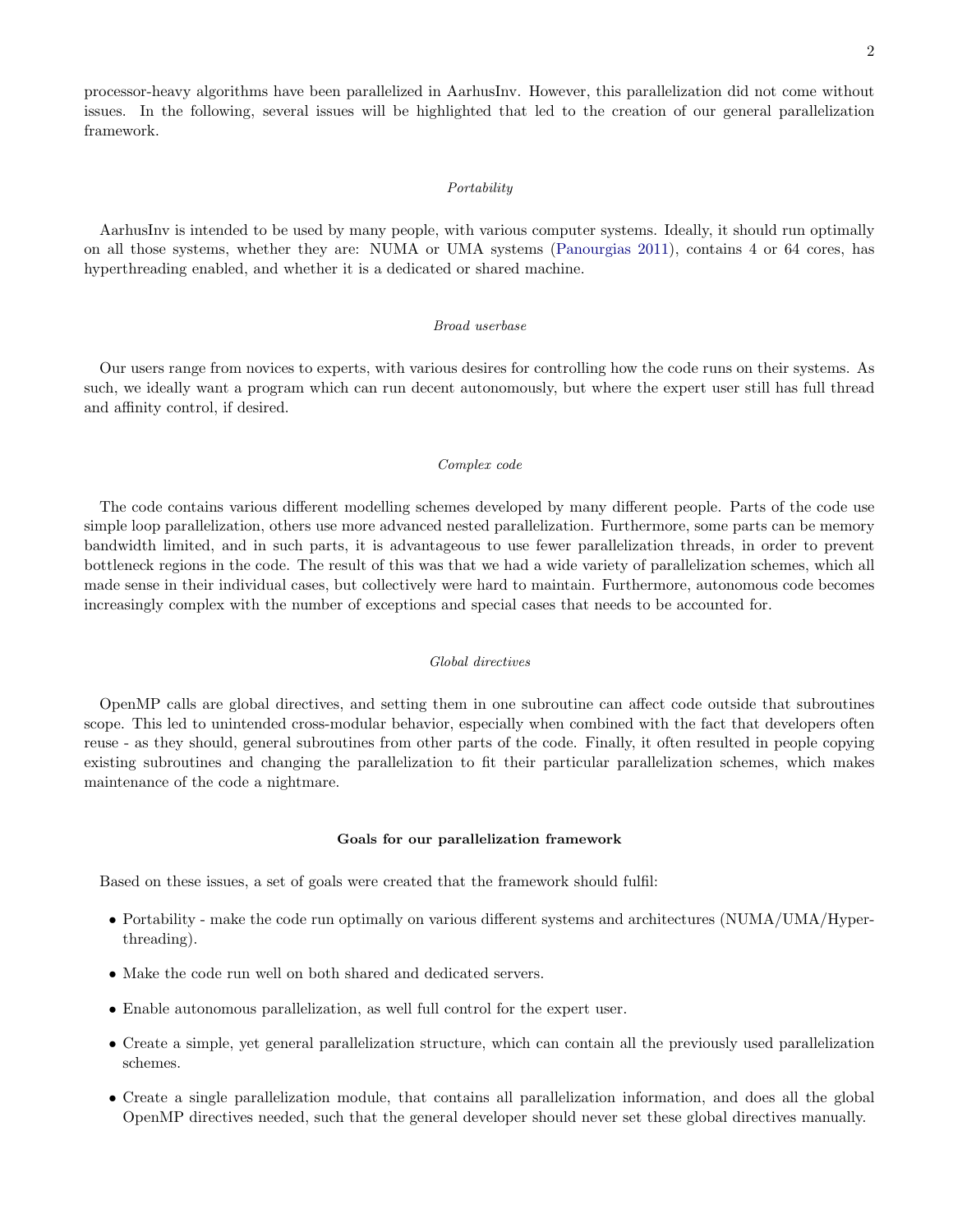processor-heavy algorithms have been parallelized in AarhusInv. However, this parallelization did not come without issues. In the following, several issues will be highlighted that led to the creation of our general parallelization framework.

*Portability*

AarhusInv is intended to be used by many people, with various computer systems. Ideally, it should run optimally on all those systems, whether they are: NUMA or UMA systems (Panourgias 2011), contains 4 or 64 cores, has hyperthreading enabled, and whether it is a dedicated or shared machine.

*Broad userbase*

Our users range from novices to experts, with various desires for controlling how the code runs on their systems. As such, we ideally want a program which can run decent autonomously, but where the expert user still has full thread and affinity control, if desired.

*Complex code*

The code contains various different modelling schemes developed by many different people. Parts of the code use simple loop parallelization, others use more advanced nested parallelization. Furthermore, some parts can be memory bandwidth limited, and in such parts, it is advantageous to use fewer parallelization threads, in order to prevent bottleneck regions in the code. The result of this was that we had a wide variety of parallelization schemes, which all made sense in their individual cases, but collectively were hard to maintain. Furthermore, autonomous code becomes increasingly complex with the number of exceptions and special cases that needs to be accounted for.

*Global directives*

OpenMP calls are global directives, and setting them in one subroutine can affect code outside that subroutines scope. This led to unintended cross-modular behavior, especially when combined with the fact that developers often reuse - as they should, general subroutines from other parts of the code. Finally, it often resulted in people copying existing subroutines and changing the parallelization to fit their particular parallelization schemes, which makes maintenance of the code a nightmare.

**Goals for our parallelization framework**

Based on these issues, a set of goals were created that the framework should fulfil:

- Portability - make the code run optimally on various different systems and architectures (NUMA/UMA/Hyperthreading).
- Make the code run well on both shared and dedicated servers.
- Enable autonomous parallelization, as well full control for the expert user.
- Create a simple, yet general parallelization structure, which can contain all the previously used parallelization schemes.
- Create a single parallelization module, that contains all parallelization information, and does all the global OpenMP directives needed, such that the general developer should never set these global directives manually.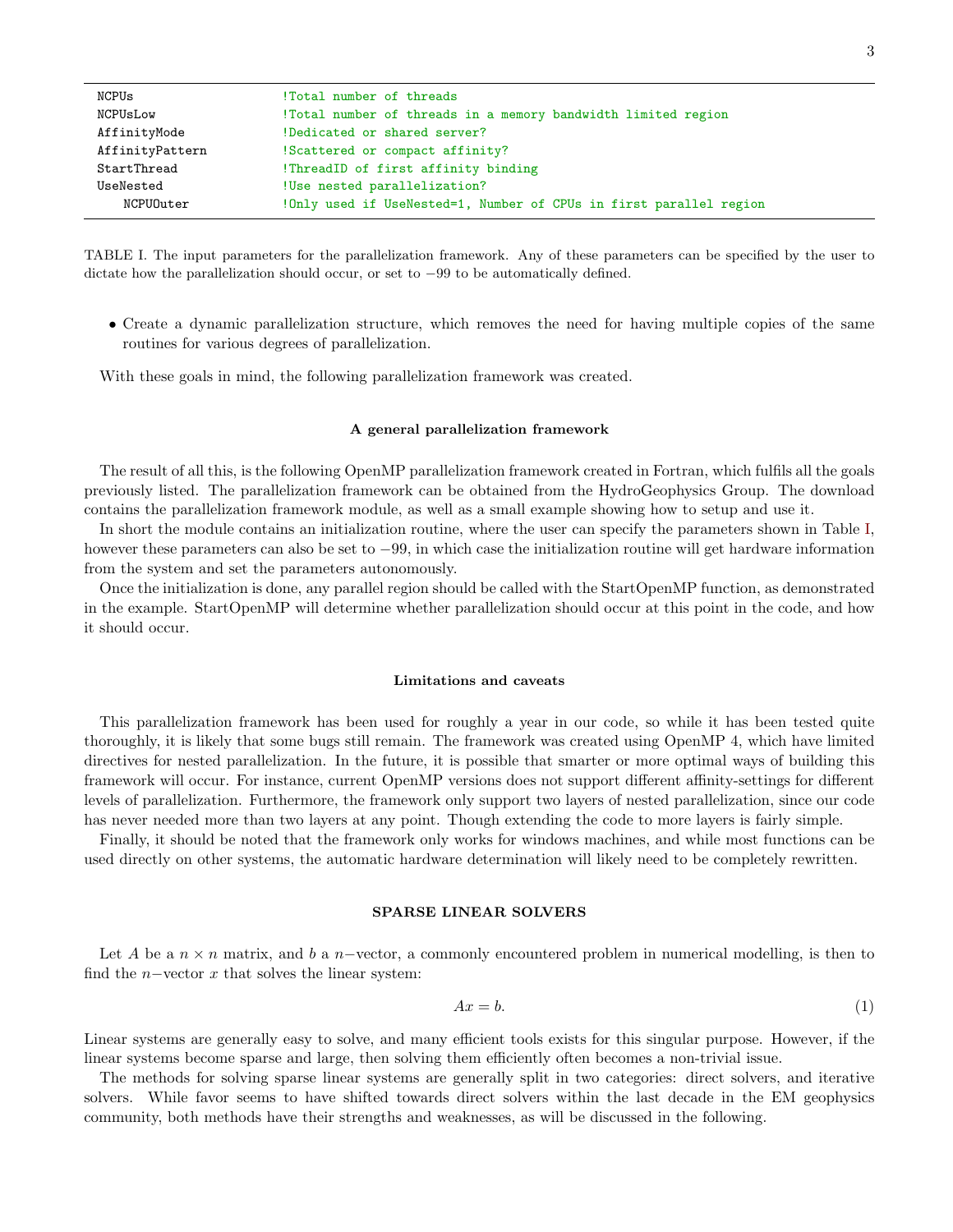| | |
|---|---|
| NCPUs | !Total number of threads |
| NCPUsLow | !Total number of threads in a memory bandwidth limited region |
| AffinityMode | !Dedicated or shared server? |
| AffinityPattern | !Scattered or compact affinity? |
| StartThread | !ThreadID of first affinity binding |
| UseNested | !Use nested parallelization? |
| NCPUOuter | !Only used if UseNested=1, Number of CPUs in first parallel region |

TABLE I. The input parameters for the parallelization framework. Any of these parameters can be specified by the user to dictate how the parallelization should occur, or set to −99 to be automatically defined.

- Create a dynamic parallelization structure, which removes the need for having multiple copies of the same routines for various degrees of parallelization.

With these goals in mind, the following parallelization framework was created.

### A general parallelization framework

The result of all this, is the following OpenMP parallelization framework created in Fortran, which fulfils all the goals previously listed. The parallelization framework can be obtained from the HydroGeophysics Group. The download contains the parallelization framework module, as well as a small example showing how to setup and use it.

In short the module contains an initialization routine, where the user can specify the parameters shown in Table I, however these parameters can also be set to −99, in which case the initialization routine will get hardware information from the system and set the parameters autonomously.

Once the initialization is done, any parallel region should be called with the StartOpenMP function, as demonstrated in the example. StartOpenMP will determine whether parallelization should occur at this point in the code, and how it should occur.

### Limitations and caveats

This parallelization framework has been used for roughly a year in our code, so while it has been tested quite thoroughly, it is likely that some bugs still remain. The framework was created using OpenMP 4, which have limited directives for nested parallelization. In the future, it is possible that smarter or more optimal ways of building this framework will occur. For instance, current OpenMP versions does not support different affinity-settings for different levels of parallelization. Furthermore, the framework only support two layers of nested parallelization, since our code has never needed more than two layers at any point. Though extending the code to more layers is fairly simple.

Finally, it should be noted that the framework only works for windows machines, and while most functions can be used directly on other systems, the automatic hardware determination will likely need to be completely rewritten.

## SPARSE LINEAR SOLVERS

Let $A$ be a $n \times n$ matrix, and $b$ a $n-$vector, a commonly encountered problem in numerical modelling, is then to find the $n-$vector $x$ that solves the linear system:

$$Ax = b. \tag{1}$$

Linear systems are generally easy to solve, and many efficient tools exists for this singular purpose. However, if the linear systems become sparse and large, then solving them efficiently often becomes a non-trivial issue.

The methods for solving sparse linear systems are generally split in two categories: direct solvers, and iterative solvers. While favor seems to have shifted towards direct solvers within the last decade in the EM geophysics community, both methods have their strengths and weaknesses, as will be discussed in the following.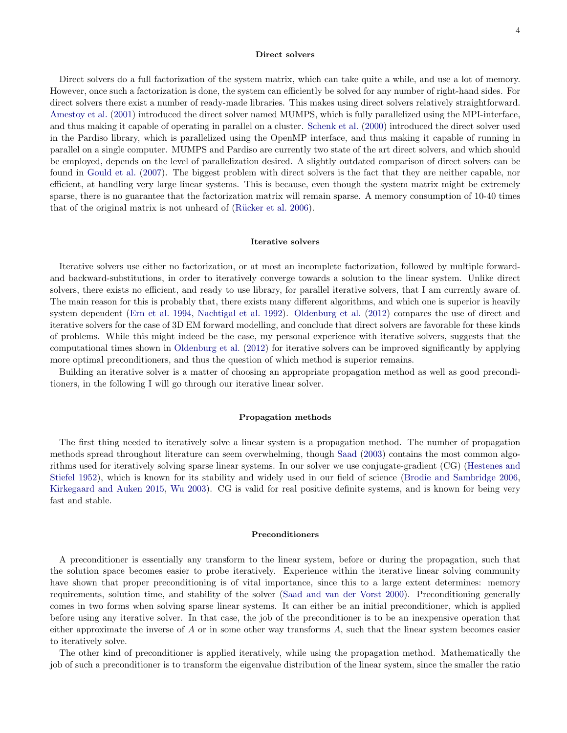### Direct solvers

Direct solvers do a full factorization of the system matrix, which can take quite a while, and use a lot of memory. However, once such a factorization is done, the system can efficiently be solved for any number of right-hand sides. For direct solvers there exist a number of ready-made libraries. This makes using direct solvers relatively straightforward. Amestoy et al. (2001) introduced the direct solver named MUMPS, which is fully parallelized using the MPI-interface, and thus making it capable of operating in parallel on a cluster. Schenk et al. (2000) introduced the direct solver used in the Pardiso library, which is parallelized using the OpenMP interface, and thus making it capable of running in parallel on a single computer. MUMPS and Pardiso are currently two state of the art direct solvers, and which should be employed, depends on the level of parallelization desired. A slightly outdated comparison of direct solvers can be found in Gould et al. (2007). The biggest problem with direct solvers is the fact that they are neither capable, nor efficient, at handling very large linear systems. This is because, even though the system matrix might be extremely sparse, there is no guarantee that the factorization matrix will remain sparse. A memory consumption of 10-40 times that of the original matrix is not unheard of (Rücker et al. 2006).

### Iterative solvers

Iterative solvers use either no factorization, or at most an incomplete factorization, followed by multiple forward- and backward-substitutions, in order to iteratively converge towards a solution to the linear system. Unlike direct solvers, there exists no efficient, and ready to use library, for parallel iterative solvers, that I am currently aware of. The main reason for this is probably that, there exists many different algorithms, and which one is superior is heavily system dependent (Ern et al. 1994, Nachtigal et al. 1992). Oldenburg et al. (2012) compares the use of direct and iterative solvers for the case of 3D EM forward modelling, and conclude that direct solvers are favorable for these kinds of problems. While this might indeed be the case, my personal experience with iterative solvers, suggests that the computational times shown in Oldenburg et al. (2012) for iterative solvers can be improved significantly by applying more optimal preconditioners, and thus the question of which method is superior remains.

Building an iterative solver is a matter of choosing an appropriate propagation method as well as good preconditioners, in the following I will go through our iterative linear solver.

### Propagation methods

The first thing needed to iteratively solve a linear system is a propagation method. The number of propagation methods spread throughout literature can seem overwhelming, though Saad (2003) contains the most common algorithms used for iteratively solving sparse linear systems. In our solver we use conjugate-gradient (CG) (Hestenes and Stiefel 1952), which is known for its stability and widely used in our field of science (Brodie and Sambridge 2006, Kirkegaard and Auken 2015, Wu 2003). CG is valid for real positive definite systems, and is known for being very fast and stable.

### Preconditioners

A preconditioner is essentially any transform to the linear system, before or during the propagation, such that the solution space becomes easier to probe iteratively. Experience within the iterative linear solving community have shown that proper preconditioning is of vital importance, since this to a large extent determines: memory requirements, solution time, and stability of the solver (Saad and van der Vorst 2000). Preconditioning generally comes in two forms when solving sparse linear systems. It can either be an initial preconditioner, which is applied before using any iterative solver. In that case, the job of the preconditioner is to be an inexpensive operation that either approximate the inverse of $A$ or in some other way transforms $A$, such that the linear system becomes easier to iteratively solve.

The other kind of preconditioner is applied iteratively, while using the propagation method. Mathematically the job of such a preconditioner is to transform the eigenvalue distribution of the linear system, since the smaller the ratio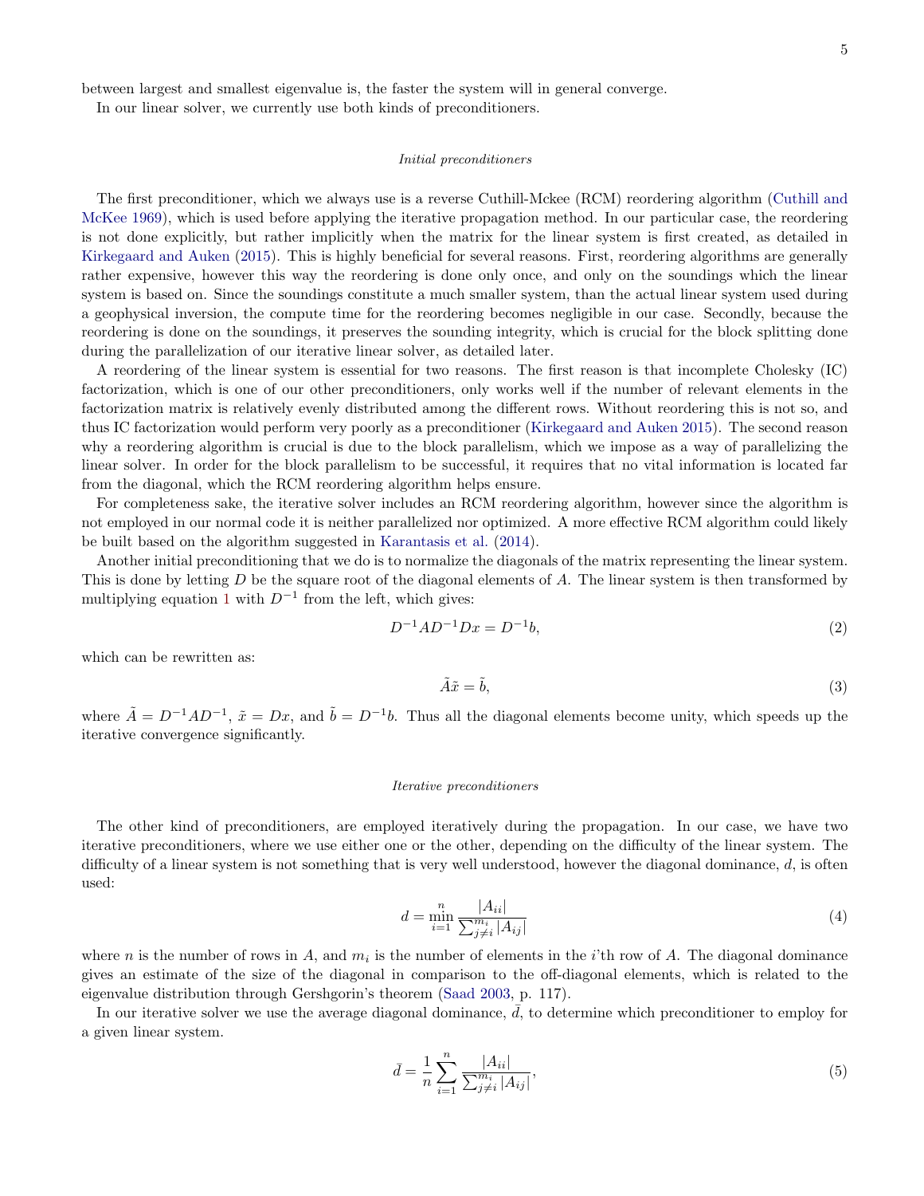between largest and smallest eigenvalue is, the faster the system will in general converge.

In our linear solver, we currently use both kinds of preconditioners.

### *Initial preconditioners*

The first preconditioner, which we always use is a reverse Cuthill-Mckee (RCM) reordering algorithm (Cuthill and McKee 1969), which is used before applying the iterative propagation method. In our particular case, the reordering is not done explicitly, but rather implicitly when the matrix for the linear system is first created, as detailed in Kirkegaard and Auken (2015). This is highly beneficial for several reasons. First, reordering algorithms are generally rather expensive, however this way the reordering is done only once, and only on the soundings which the linear system is based on. Since the soundings constitute a much smaller system, than the actual linear system used during a geophysical inversion, the compute time for the reordering becomes negligible in our case. Secondly, because the reordering is done on the soundings, it preserves the sounding integrity, which is crucial for the block splitting done during the parallelization of our iterative linear solver, as detailed later.

A reordering of the linear system is essential for two reasons. The first reason is that incomplete Cholesky (IC) factorization, which is one of our other preconditioners, only works well if the number of relevant elements in the factorization matrix is relatively evenly distributed among the different rows. Without reordering this is not so, and thus IC factorization would perform very poorly as a preconditioner (Kirkegaard and Auken 2015). The second reason why a reordering algorithm is crucial is due to the block parallelism, which we impose as a way of parallelizing the linear solver. In order for the block parallelism to be successful, it requires that no vital information is located far from the diagonal, which the RCM reordering algorithm helps ensure.

For completeness sake, the iterative solver includes an RCM reordering algorithm, however since the algorithm is not employed in our normal code it is neither parallelized nor optimized. A more effective RCM algorithm could likely be built based on the algorithm suggested in Karantasis et al. (2014).

Another initial preconditioning that we do is to normalize the diagonals of the matrix representing the linear system. This is done by letting $D$ be the square root of the diagonal elements of $A$. The linear system is then transformed by multiplying equation 1 with $D^{-1}$ from the left, which gives:

$$D^{-1}AD^{-1}Dx = D^{-1}b, \tag{2}$$

which can be rewritten as:

$$\tilde{A}\tilde{x} = \tilde{b}, \tag{3}$$

where $\tilde{A} = D^{-1}AD^{-1}$, $\tilde{x} = Dx$, and $\tilde{b} = D^{-1}b$. Thus all the diagonal elements become unity, which speeds up the iterative convergence significantly.

### *Iterative preconditioners*

The other kind of preconditioners, are employed iteratively during the propagation. In our case, we have two iterative preconditioners, where we use either one or the other, depending on the difficulty of the linear system. The difficulty of a linear system is not something that is very well understood, however the diagonal dominance, $d$, is often used:

$$d = \min_{i=1}^{n} \frac{|A_{ii}|}{\sum_{j \neq i}^{m_i} |A_{ij}|} \tag{4}$$

where $n$ is the number of rows in $A$, and $m_i$ is the number of elements in the $i$'th row of $A$. The diagonal dominance gives an estimate of the size of the diagonal in comparison to the off-diagonal elements, which is related to the eigenvalue distribution through Gershgorin's theorem (Saad 2003, p. 117).

In our iterative solver we use the average diagonal dominance, $\bar{d}$, to determine which preconditioner to employ for a given linear system.

$$\bar{d} = \frac{1}{n} \sum_{i=1}^{n} \frac{|A_{ii}|}{\sum_{j \neq i}^{m_i} |A_{ij}|}, \tag{5}$$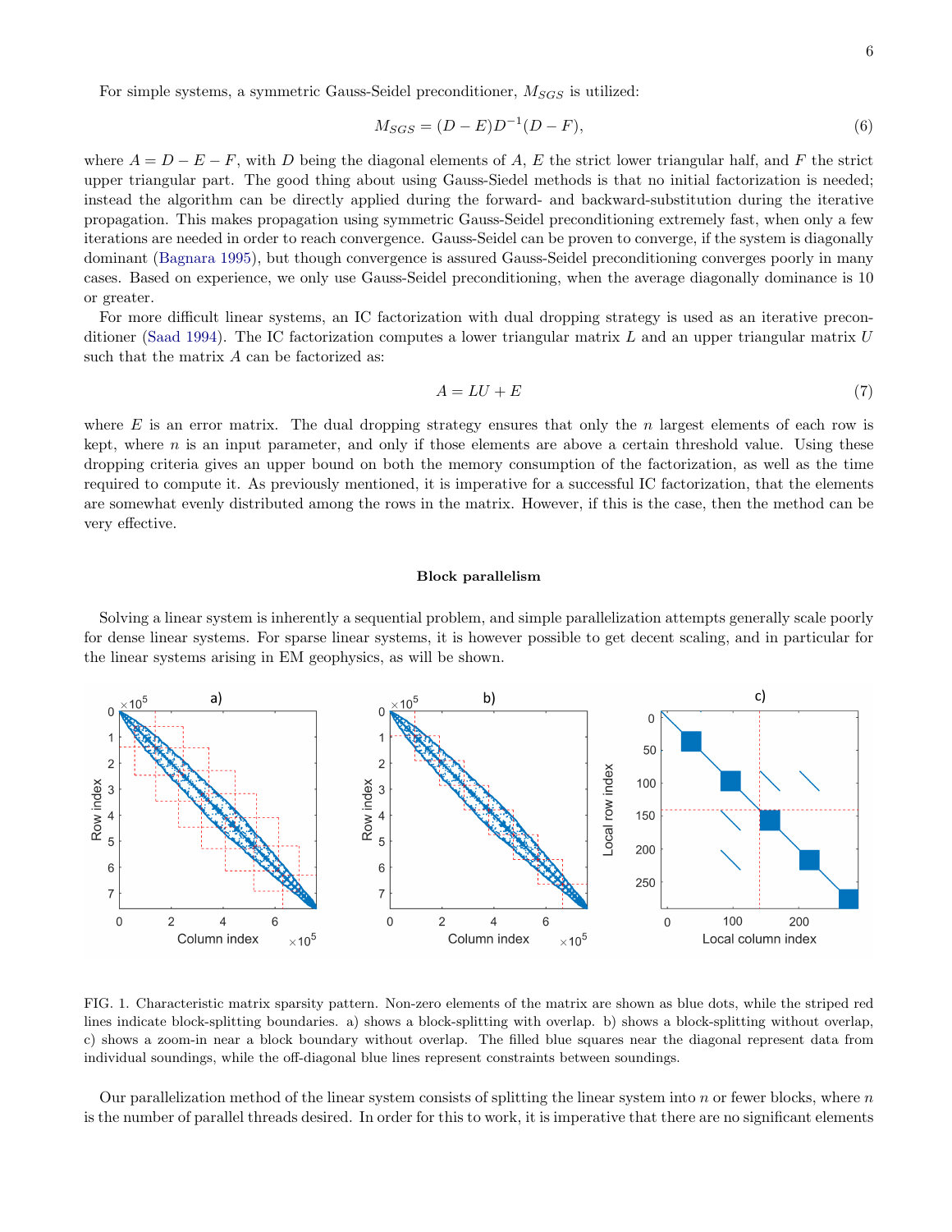For simple systems, a symmetric Gauss-Seidel preconditioner, $M_{SGS}$ is utilized:

$$M_{SGS} = (D - E)D^{-1}(D - F), \tag{6}$$

where $A = D - E - F$, with $D$ being the diagonal elements of $A$, $E$ the strict lower triangular half, and $F$ the strict upper triangular part. The good thing about using Gauss-Siedel methods is that no initial factorization is needed; instead the algorithm can be directly applied during the forward- and backward-substitution during the iterative propagation. This makes propagation using symmetric Gauss-Seidel preconditioning extremely fast, when only a few iterations are needed in order to reach convergence. Gauss-Seidel can be proven to converge, if the system is diagonally dominant (Bagnara 1995), but though convergence is assured Gauss-Seidel preconditioning converges poorly in many cases. Based on experience, we only use Gauss-Seidel preconditioning, when the average diagonally dominance is 10 or greater.

For more difficult linear systems, an IC factorization with dual dropping strategy is used as an iterative preconditioner (Saad 1994). The IC factorization computes a lower triangular matrix $L$ and an upper triangular matrix $U$ such that the matrix $A$ can be factorized as:

$$A = LU + E \tag{7}$$

where $E$ is an error matrix. The dual dropping strategy ensures that only the $n$ largest elements of each row is kept, where $n$ is an input parameter, and only if those elements are above a certain threshold value. Using these dropping criteria gives an upper bound on both the memory consumption of the factorization, as well as the time required to compute it. As previously mentioned, it is imperative for a successful IC factorization, that the elements are somewhat evenly distributed among the rows in the matrix. However, if this is the case, then the method can be very effective.

## Block parallelism

Solving a linear system is inherently a sequential problem, and simple parallelization attempts generally scale poorly for dense linear systems. For sparse linear systems, it is however possible to get decent scaling, and in particular for the linear systems arising in EM geophysics, as will be shown.

FIG. 1. Characteristic matrix sparsity pattern. Non-zero elements of the matrix are shown as blue dots, while the striped red lines indicate block-splitting boundaries. a) shows a block-splitting with overlap. b) shows a block-splitting without overlap, c) shows a zoom-in near a block boundary without overlap. The filled blue squares near the diagonal represent data from individual soundings, while the off-diagonal blue lines represent constraints between soundings.

Our parallelization method of the linear system consists of splitting the linear system into $n$ or fewer blocks, where $n$ is the number of parallel threads desired. In order for this to work, it is imperative that there are no significant elements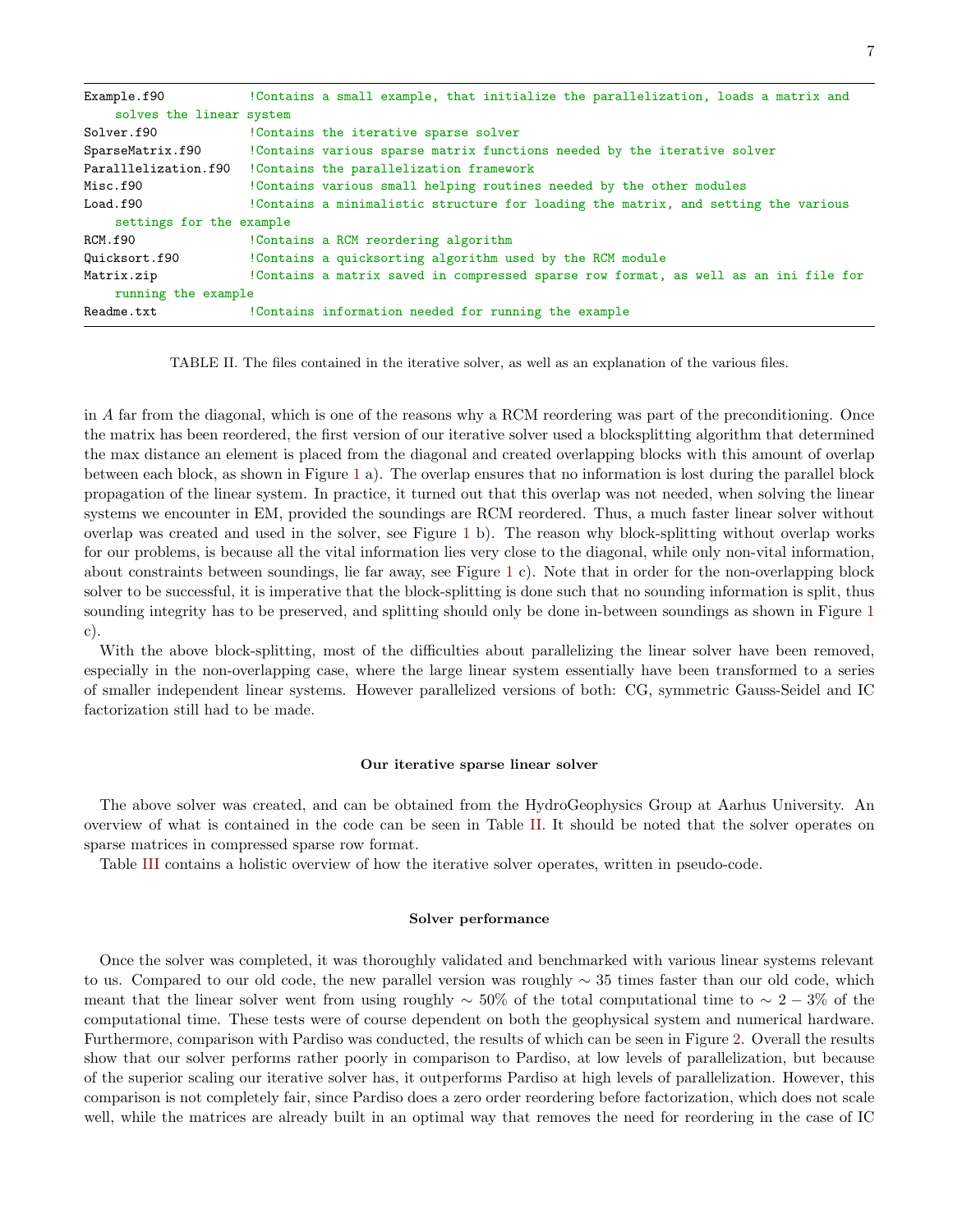```
Example.f90           !Contains a small example, that initialize the parallelization, loads a matrix and
    solves the linear system
Solver.f90            !Contains the iterative sparse solver
SparseMatrix.f90      !Contains various sparse matrix functions needed by the iterative solver
Paralllelization.f90  !Contains the parallelization framework
Misc.f90              !Contains various small helping routines needed by the other modules
Load.f90              !Contains a minimalistic structure for loading the matrix, and setting the various
    settings for the example
RCM.f90               !Contains a RCM reordering algorithm
Quicksort.f90         !Contains a quicksorting algorithm used by the RCM module
Matrix.zip            !Contains a matrix saved in compressed sparse row format, as well as an ini file for
    running the example
Readme.txt            !Contains information needed for running the example
```

TABLE II. The files contained in the iterative solver, as well as an explanation of the various files.

in $A$ far from the diagonal, which is one of the reasons why a RCM reordering was part of the preconditioning. Once the matrix has been reordered, the first version of our iterative solver used a blocksplitting algorithm that determined the max distance an element is placed from the diagonal and created overlapping blocks with this amount of overlap between each block, as shown in Figure 1 a). The overlap ensures that no information is lost during the parallel block propagation of the linear system. In practice, it turned out that this overlap was not needed, when solving the linear systems we encounter in EM, provided the soundings are RCM reordered. Thus, a much faster linear solver without overlap was created and used in the solver, see Figure 1 b). The reason why block-splitting without overlap works for our problems, is because all the vital information lies very close to the diagonal, while only non-vital information, about constraints between soundings, lie far away, see Figure 1 c). Note that in order for the non-overlapping block solver to be successful, it is imperative that the block-splitting is done such that no sounding information is split, thus sounding integrity has to be preserved, and splitting should only be done in-between soundings as shown in Figure 1 c).

With the above block-splitting, most of the difficulties about parallelizing the linear solver have been removed, especially in the non-overlapping case, where the large linear system essentially have been transformed to a series of smaller independent linear systems. However parallelized versions of both: CG, symmetric Gauss-Seidel and IC factorization still had to be made.

### Our iterative sparse linear solver

The above solver was created, and can be obtained from the HydroGeophysics Group at Aarhus University. An overview of what is contained in the code can be seen in Table II. It should be noted that the solver operates on sparse matrices in compressed sparse row format.

Table III contains a holistic overview of how the iterative solver operates, written in pseudo-code.

### Solver performance

Once the solver was completed, it was thoroughly validated and benchmarked with various linear systems relevant to us. Compared to our old code, the new parallel version was roughly $\sim 35$ times faster than our old code, which meant that the linear solver went from using roughly $\sim 50\%$ of the total computational time to $\sim 2-3\%$ of the computational time. These tests were of course dependent on both the geophysical system and numerical hardware. Furthermore, comparison with Pardiso was conducted, the results of which can be seen in Figure 2. Overall the results show that our solver performs rather poorly in comparison to Pardiso, at low levels of parallelization, but because of the superior scaling our iterative solver has, it outperforms Pardiso at high levels of parallelization. However, this comparison is not completely fair, since Pardiso does a zero order reordering before factorization, which does not scale well, while the matrices are already built in an optimal way that removes the need for reordering in the case of IC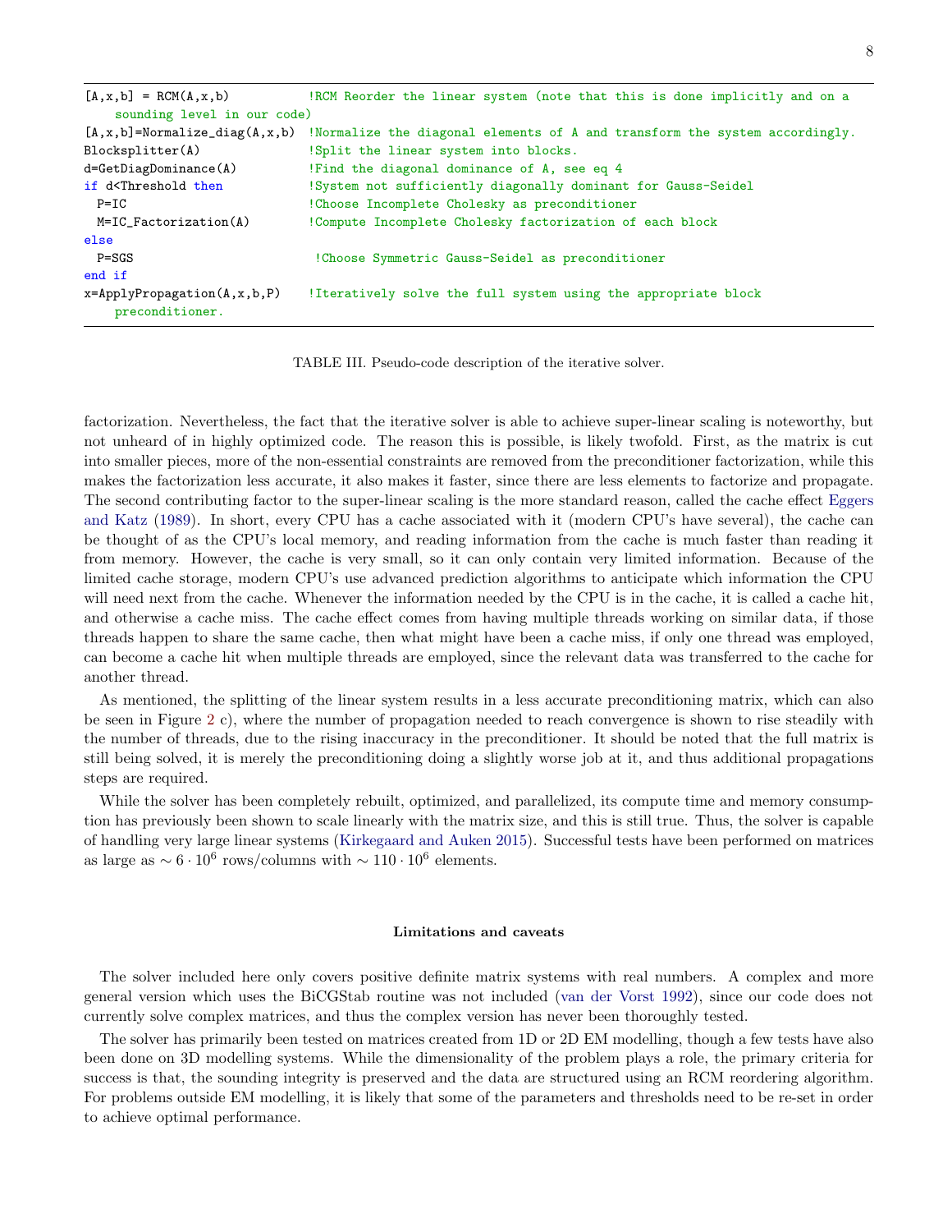```
[A,x,b] = RCM(A,x,b)            !RCM Reorder the linear system (note that this is done implicitly and on a
    sounding level in our code)
[A,x,b]=Normalize_diag(A,x,b)   !Normalize the diagonal elements of A and transform the system accordingly.
Blocksplitter(A)                !Split the linear system into blocks.
d=GetDiagDominance(A)           !Find the diagonal dominance of A, see eq 4
if d<Threshold then             !System not sufficiently diagonally dominant for Gauss-Seidel
  P=IC                          !Choose Incomplete Cholesky as preconditioner
  M=IC_Factorization(A)         !Compute Incomplete Cholesky factorization of each block
else
  P=SGS                          !Choose Symmetric Gauss-Seidel as preconditioner
end if
x=ApplyPropagation(A,x,b,P)     !Iteratively solve the full system using the appropriate block
    preconditioner.
```

TABLE III. Pseudo-code description of the iterative solver.

factorization. Nevertheless, the fact that the iterative solver is able to achieve super-linear scaling is noteworthy, but not unheard of in highly optimized code. The reason this is possible, is likely twofold. First, as the matrix is cut into smaller pieces, more of the non-essential constraints are removed from the preconditioner factorization, while this makes the factorization less accurate, it also makes it faster, since there are less elements to factorize and propagate. The second contributing factor to the super-linear scaling is the more standard reason, called the cache effect Eggers and Katz (1989). In short, every CPU has a cache associated with it (modern CPU's have several), the cache can be thought of as the CPU's local memory, and reading information from the cache is much faster than reading it from memory. However, the cache is very small, so it can only contain very limited information. Because of the limited cache storage, modern CPU's use advanced prediction algorithms to anticipate which information the CPU will need next from the cache. Whenever the information needed by the CPU is in the cache, it is called a cache hit, and otherwise a cache miss. The cache effect comes from having multiple threads working on similar data, if those threads happen to share the same cache, then what might have been a cache miss, if only one thread was employed, can become a cache hit when multiple threads are employed, since the relevant data was transferred to the cache for another thread.

As mentioned, the splitting of the linear system results in a less accurate preconditioning matrix, which can also be seen in Figure 2 c), where the number of propagation needed to reach convergence is shown to rise steadily with the number of threads, due to the rising inaccuracy in the preconditioner. It should be noted that the full matrix is still being solved, it is merely the preconditioning doing a slightly worse job at it, and thus additional propagations steps are required.

While the solver has been completely rebuilt, optimized, and parallelized, its compute time and memory consumption has previously been shown to scale linearly with the matrix size, and this is still true. Thus, the solver is capable of handling very large linear systems (Kirkegaard and Auken 2015). Successful tests have been performed on matrices as large as $\sim 6 \cdot 10^6$ rows/columns with $\sim 110 \cdot 10^6$ elements.

### Limitations and caveats

The solver included here only covers positive definite matrix systems with real numbers. A complex and more general version which uses the BiCGStab routine was not included (van der Vorst 1992), since our code does not currently solve complex matrices, and thus the complex version has never been thoroughly tested.

The solver has primarily been tested on matrices created from 1D or 2D EM modelling, though a few tests have also been done on 3D modelling systems. While the dimensionality of the problem plays a role, the primary criteria for success is that, the sounding integrity is preserved and the data are structured using an RCM reordering algorithm. For problems outside EM modelling, it is likely that some of the parameters and thresholds need to be re-set in order to achieve optimal performance.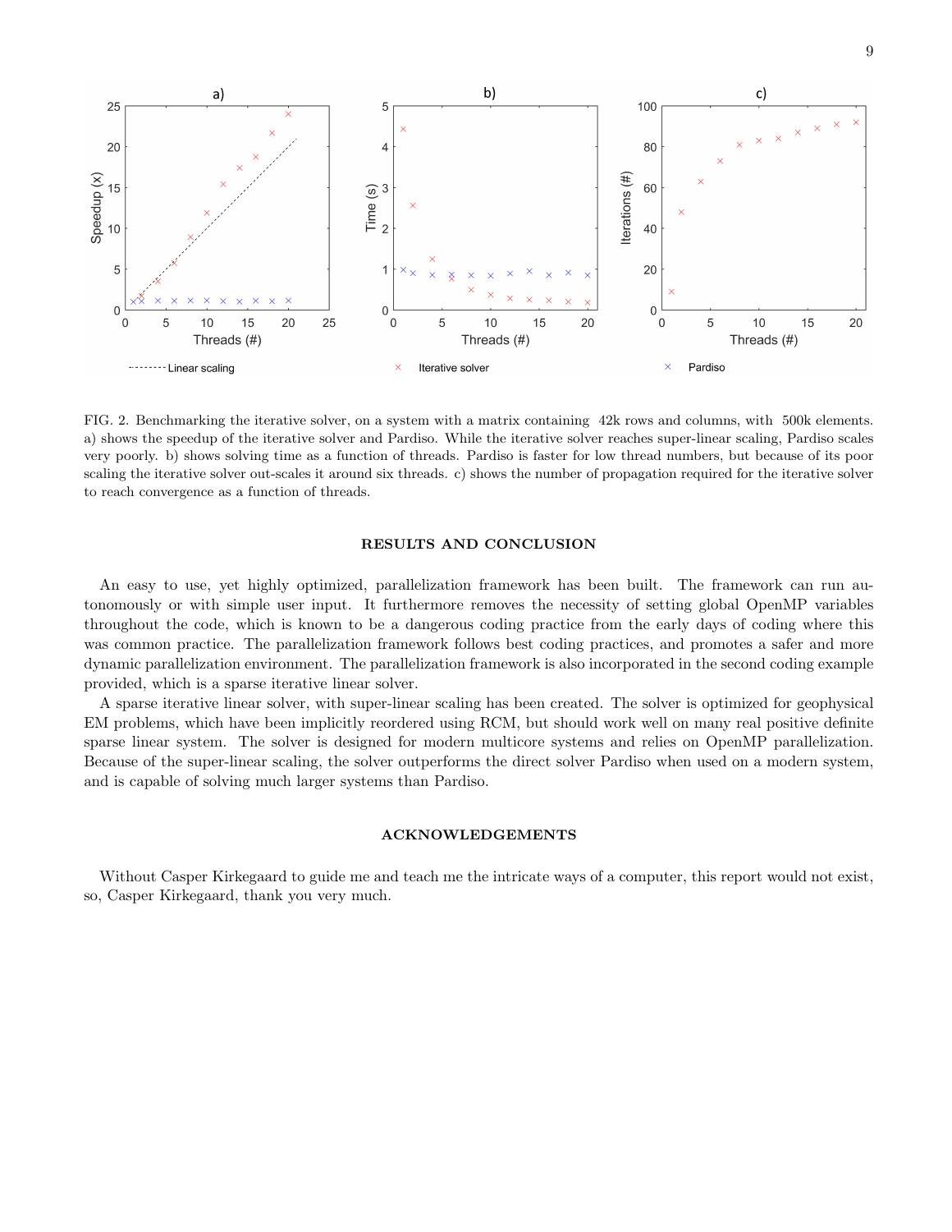FIG. 2. Benchmarking the iterative solver, on a system with a matrix containing 42k rows and columns, with 500k elements. a) shows the speedup of the iterative solver and Pardiso. While the iterative solver reaches super-linear scaling, Pardiso scales very poorly. b) shows solving time as a function of threads. Pardiso is faster for low thread numbers, but because of its poor scaling the iterative solver out-scales it around six threads. c) shows the number of propagation required for the iterative solver to reach convergence as a function of threads.

## RESULTS AND CONCLUSION

An easy to use, yet highly optimized, parallelization framework has been built. The framework can run autonomously or with simple user input. It furthermore removes the necessity of setting global OpenMP variables throughout the code, which is known to be a dangerous coding practice from the early days of coding where this was common practice. The parallelization framework follows best coding practices, and promotes a safer and more dynamic parallelization environment. The parallelization framework is also incorporated in the second coding example provided, which is a sparse iterative linear solver.

A sparse iterative linear solver, with super-linear scaling has been created. The solver is optimized for geophysical EM problems, which have been implicitly reordered using RCM, but should work well on many real positive definite sparse linear system. The solver is designed for modern multicore systems and relies on OpenMP parallelization. Because of the super-linear scaling, the solver outperforms the direct solver Pardiso when used on a modern system, and is capable of solving much larger systems than Pardiso.

## ACKNOWLEDGEMENTS

Without Casper Kirkegaard to guide me and teach me the intricate ways of a computer, this report would not exist, so, Casper Kirkegaard, thank you very much.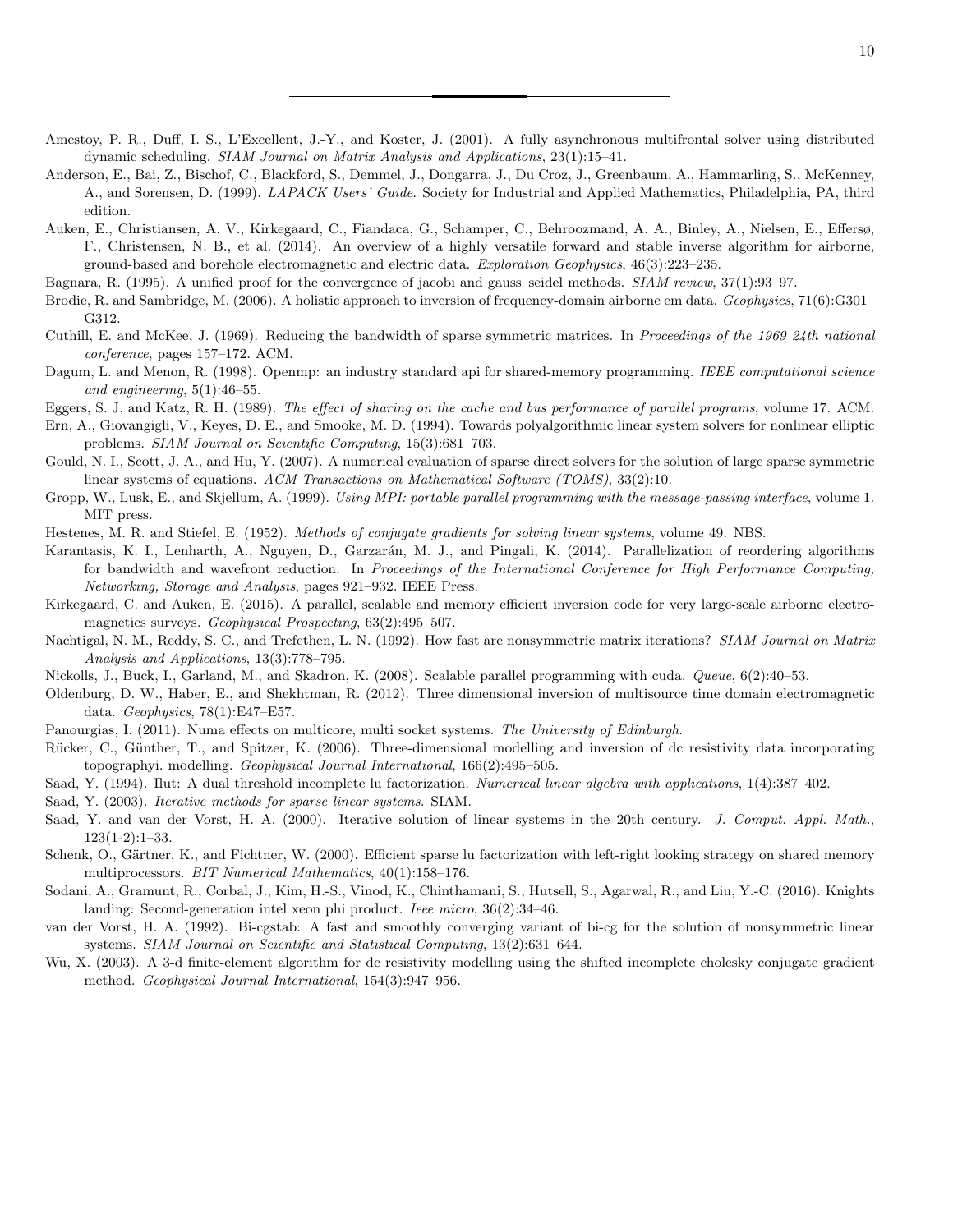Amestoy, P. R., Duff, I. S., L'Excellent, J.-Y., and Koster, J. (2001). A fully asynchronous multifrontal solver using distributed dynamic scheduling. *SIAM Journal on Matrix Analysis and Applications*, 23(1):15–41.

Anderson, E., Bai, Z., Bischof, C., Blackford, S., Demmel, J., Dongarra, J., Du Croz, J., Greenbaum, A., Hammarling, S., McKenney, A., and Sorensen, D. (1999). *LAPACK Users' Guide*. Society for Industrial and Applied Mathematics, Philadelphia, PA, third edition.

Auken, E., Christiansen, A. V., Kirkegaard, C., Fiandaca, G., Schamper, C., Behroozmand, A. A., Binley, A., Nielsen, E., Effersø, F., Christensen, N. B., et al. (2014). An overview of a highly versatile forward and stable inverse algorithm for airborne, ground-based and borehole electromagnetic and electric data. *Exploration Geophysics*, 46(3):223–235.

Bagnara, R. (1995). A unified proof for the convergence of jacobi and gauss–seidel methods. *SIAM review*, 37(1):93–97.

Brodie, R. and Sambridge, M. (2006). A holistic approach to inversion of frequency-domain airborne em data. *Geophysics*, 71(6):G301–G312.

Cuthill, E. and McKee, J. (1969). Reducing the bandwidth of sparse symmetric matrices. In *Proceedings of the 1969 24th national conference*, pages 157–172. ACM.

Dagum, L. and Menon, R. (1998). Openmp: an industry standard api for shared-memory programming. *IEEE computational science and engineering*, 5(1):46–55.

Eggers, S. J. and Katz, R. H. (1989). *The effect of sharing on the cache and bus performance of parallel programs*, volume 17. ACM.

Ern, A., Giovangigli, V., Keyes, D. E., and Smooke, M. D. (1994). Towards polyalgorithmic linear system solvers for nonlinear elliptic problems. *SIAM Journal on Scientific Computing*, 15(3):681–703.

Gould, N. I., Scott, J. A., and Hu, Y. (2007). A numerical evaluation of sparse direct solvers for the solution of large sparse symmetric linear systems of equations. *ACM Transactions on Mathematical Software (TOMS)*, 33(2):10.

Gropp, W., Lusk, E., and Skjellum, A. (1999). *Using MPI: portable parallel programming with the message-passing interface*, volume 1. MIT press.

Hestenes, M. R. and Stiefel, E. (1952). *Methods of conjugate gradients for solving linear systems*, volume 49. NBS.

Karantasis, K. I., Lenharth, A., Nguyen, D., Garzarán, M. J., and Pingali, K. (2014). Parallelization of reordering algorithms for bandwidth and wavefront reduction. In *Proceedings of the International Conference for High Performance Computing, Networking, Storage and Analysis*, pages 921–932. IEEE Press.

Kirkegaard, C. and Auken, E. (2015). A parallel, scalable and memory efficient inversion code for very large-scale airborne electromagnetics surveys. *Geophysical Prospecting*, 63(2):495–507.

Nachtigal, N. M., Reddy, S. C., and Trefethen, L. N. (1992). How fast are nonsymmetric matrix iterations? *SIAM Journal on Matrix Analysis and Applications*, 13(3):778–795.

Nickolls, J., Buck, I., Garland, M., and Skadron, K. (2008). Scalable parallel programming with cuda. *Queue*, 6(2):40–53.

Oldenburg, D. W., Haber, E., and Shekhtman, R. (2012). Three dimensional inversion of multisource time domain electromagnetic data. *Geophysics*, 78(1):E47–E57.

Panourgias, I. (2011). Numa effects on multicore, multi socket systems. *The University of Edinburgh*.

Rücker, C., Günther, T., and Spitzer, K. (2006). Three-dimensional modelling and inversion of dc resistivity data incorporating topographyi. modelling. *Geophysical Journal International*, 166(2):495–505.

Saad, Y. (1994). Ilut: A dual threshold incomplete lu factorization. *Numerical linear algebra with applications*, 1(4):387–402.

Saad, Y. (2003). *Iterative methods for sparse linear systems*. SIAM.

Saad, Y. and van der Vorst, H. A. (2000). Iterative solution of linear systems in the 20th century. *J. Comput. Appl. Math.*, 123(1-2):1–33.

Schenk, O., Gärtner, K., and Fichtner, W. (2000). Efficient sparse lu factorization with left-right looking strategy on shared memory multiprocessors. *BIT Numerical Mathematics*, 40(1):158–176.

Sodani, A., Gramunt, R., Corbal, J., Kim, H.-S., Vinod, K., Chinthamani, S., Hutsell, S., Agarwal, R., and Liu, Y.-C. (2016). Knights landing: Second-generation intel xeon phi product. *Ieee micro*, 36(2):34–46.

van der Vorst, H. A. (1992). Bi-cgstab: A fast and smoothly converging variant of bi-cg for the solution of nonsymmetric linear systems. *SIAM Journal on Scientific and Statistical Computing*, 13(2):631–644.

Wu, X. (2003). A 3-d finite-element algorithm for dc resistivity modelling using the shifted incomplete cholesky conjugate gradient method. *Geophysical Journal International*, 154(3):947–956.